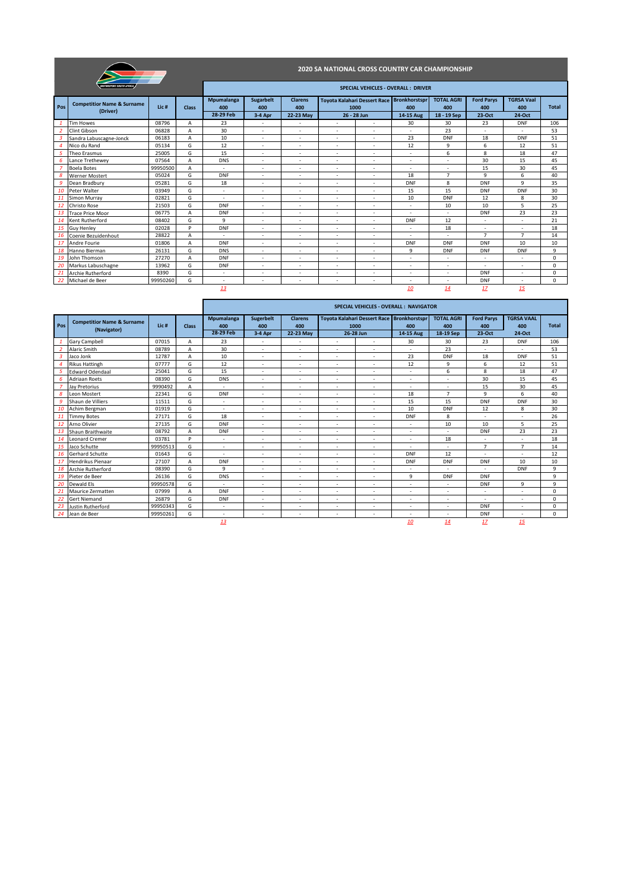# 2020 SA NATIONAL CROSS COUNTRY CAR CHAMPIONSHIP

## SPECIAL VEHICLES - OVERALL : DRIVER

| Pos | Competitior Name & Surname (Driver) | Lic # | Class | Mpumalanga 400 28-29 Feb | Sugarbelt 400 3-4 Apr | Clarens 400 22-23 May | Toyota Kalahari Dessert Race 1000 26 - 28 Jun | | Bronkhorstspr 400 14-15 Aug | TOTAL AGRI 400 18 - 19 Sep | Ford Parys 400 23-Oct | TGRSA Vaal 400 24-Oct | Total |
|---|---|---|---|---|---|---|---|---|---|---|---|---|---|
| 1 | Tim Howes | 08796 | A | 23 | - | - | - | - | 30 | 30 | 23 | DNF | 106 |
| 2 | Clint Gibson | 06828 | A | 30 | - | - | - | - | - | 23 | - | - | 53 |
| 3 | Sandra Labuscagne-Jonck | 06183 | A | 10 | - | - | - | - | 23 | DNF | 18 | DNF | 51 |
| 4 | Nico du Rand | 05134 | G | 12 | - | - | - | - | 12 | 9 | 6 | 12 | 51 |
| 5 | Theo Erasmus | 25005 | G | 15 | - | - | - | - | - | 6 | 8 | 18 | 47 |
| 6 | Lance Trethewey | 07564 | A | DNS | - | - | - | - | - | - | 30 | 15 | 45 |
| 7 | Boela Botes | 99950500 | A | - | - | - | - | - | - | - | 15 | 30 | 45 |
| 8 | Werner Mostert | 05024 | G | DNF | - | - | - | - | 18 | 7 | 9 | 6 | 40 |
| 9 | Dean Bradbury | 05281 | G | 18 | - | - | - | - | DNF | 8 | DNF | 9 | 35 |
| 10 | Peter Walter | 03949 | G | - | - | - | - | - | 15 | 15 | DNF | DNF | 30 |
| 11 | Simon Murray | 02821 | G | - | - | - | - | - | 10 | DNF | 12 | 8 | 30 |
| 12 | Christo Rose | 21503 | G | DNF | - | - | - | - | - | 10 | 10 | 5 | 25 |
| 13 | Trace Price Moor | 06775 | A | DNF | - | - | - | - | - | - | DNF | 23 | 23 |
| 14 | Kent Rutherford | 08402 | G | 9 | - | - | - | - | DNF | 12 | - | - | 21 |
| 15 | Guy Henley | 02028 | P | DNF | - | - | - | - | - | 18 | - | - | 18 |
| 16 | Coenie Bezuidenhout | 28822 | A | - | - | - | - | - | - | - | 7 | 7 | 14 |
| 17 | Andre Fourie | 01806 | A | DNF | - | - | - | - | DNF | DNF | DNF | 10 | 10 |
| 18 | Hanno Bierman | 26131 | G | DNS | - | - | - | - | 9 | DNF | DNF | DNF | 9 |
| 19 | John Thomson | 27270 | A | DNF | - | - | - | - | - | - | - | - | 0 |
| 20 | Markus Labuschagne | 13962 | G | DNF | - | - | - | - | - | - | - | - | 0 |
| 21 | Archie Rutherford | 8390 | G | - | - | - | - | - | - | - | DNF | - | 0 |
| 22 | Michael de Beer | 99950260 | G | - | - | - | - | - | - | - | DNF | - | 0 |
| | | | | 13 | | | | | 10 | 14 | 17 | 15 | |

## SPECIAL VEHICLES - OVERALL : NAVIGATOR

| Pos | Competitior Name & Surname (Navigator) | Lic # | Class | Mpumalanga 400 28-29 Feb | Sugerbelt 400 3-4 Apr | Clarens 400 22-23 May | Toyota Kalahari Dessert Race 1000 26-28 Jun | | Bronkhorstspr 400 14-15 Aug | TOTAL AGRI 400 18-19 Sep | Ford Parys 400 23-Oct | TGRSA VAAL 400 24-Oct | Total |
|---|---|---|---|---|---|---|---|---|---|---|---|---|---|
| 1 | Gary Campbell | 07015 | A | 23 | - | - | - | - | 30 | 30 | 23 | DNF | 106 |
| 2 | Alaric Smith | 08789 | A | 30 | - | - | - | - | - | 23 | - | - | 53 |
| 3 | Jaco Jonk | 12787 | A | 10 | - | - | - | - | 23 | DNF | 18 | DNF | 51 |
| 4 | Rikus Hattingh | 07777 | G | 12 | - | - | - | - | 12 | 9 | 6 | 12 | 51 |
| 5 | Edward Odendaal | 25041 | G | 15 | - | - | - | - | - | 6 | 8 | 18 | 47 |
| 6 | Adriaan Roets | 08390 | G | DNS | - | - | - | - | - | - | 30 | 15 | 45 |
| 7 | Jay Pretorius | 9990492 | A | - | - | - | - | - | - | - | 15 | 30 | 45 |
| 8 | Leon Mostert | 22341 | G | DNF | - | - | - | - | 18 | 7 | 9 | 6 | 40 |
| 9 | Shaun de Villiers | 11511 | G | - | - | - | - | - | 15 | 15 | DNF | DNF | 30 |
| 10 | Achim Bergman | 01919 | G | - | - | - | - | - | 10 | DNF | 12 | 8 | 30 |
| 11 | Timmy Botes | 27171 | G | 18 | - | - | - | - | DNF | 8 | - | - | 26 |
| 12 | Arno Olivier | 27135 | G | DNF | - | - | - | - | - | 10 | 10 | 5 | 25 |
| 13 | Shaun Braithwaite | 08792 | A | DNF | - | - | - | - | - | - | DNF | 23 | 23 |
| 14 | Leonard Cremer | 03781 | P | - | - | - | - | - | - | 18 | - | - | 18 |
| 15 | Jaco Schutte | 99950513 | G | - | - | - | - | - | - | - | 7 | 7 | 14 |
| 16 | Gerhard Schutte | 01643 | G | - | - | - | - | - | DNF | 12 | - | - | 12 |
| 17 | Hendrikus Pienaar | 27107 | A | DNF | - | - | - | - | DNF | DNF | DNF | 10 | 10 |
| 18 | Archie Rutherford | 08390 | G | 9 | - | - | - | - | - | - | - | DNF | 9 |
| 19 | Pieter de Beer | 26136 | G | DNS | - | - | - | - | 9 | DNF | DNF | | 9 |
| 20 | Dewald Els | 99950578 | G | - | - | - | - | - | - | - | DNF | 9 | 9 |
| 21 | Maurice Zermatten | 07999 | A | DNF | - | - | - | - | - | - | - | - | 0 |
| 22 | Gert Niemand | 26879 | G | DNF | - | - | - | - | - | - | - | - | 0 |
| 23 | Justin Rutherford | 99950343 | G | - | - | - | - | - | - | - | DNF | - | 0 |
| 24 | Jean de Beer | 99950261 | G | - | - | - | - | - | - | - | DNF | - | 0 |
| | | | | 13 | | | | | 10 | 14 | 17 | 15 | |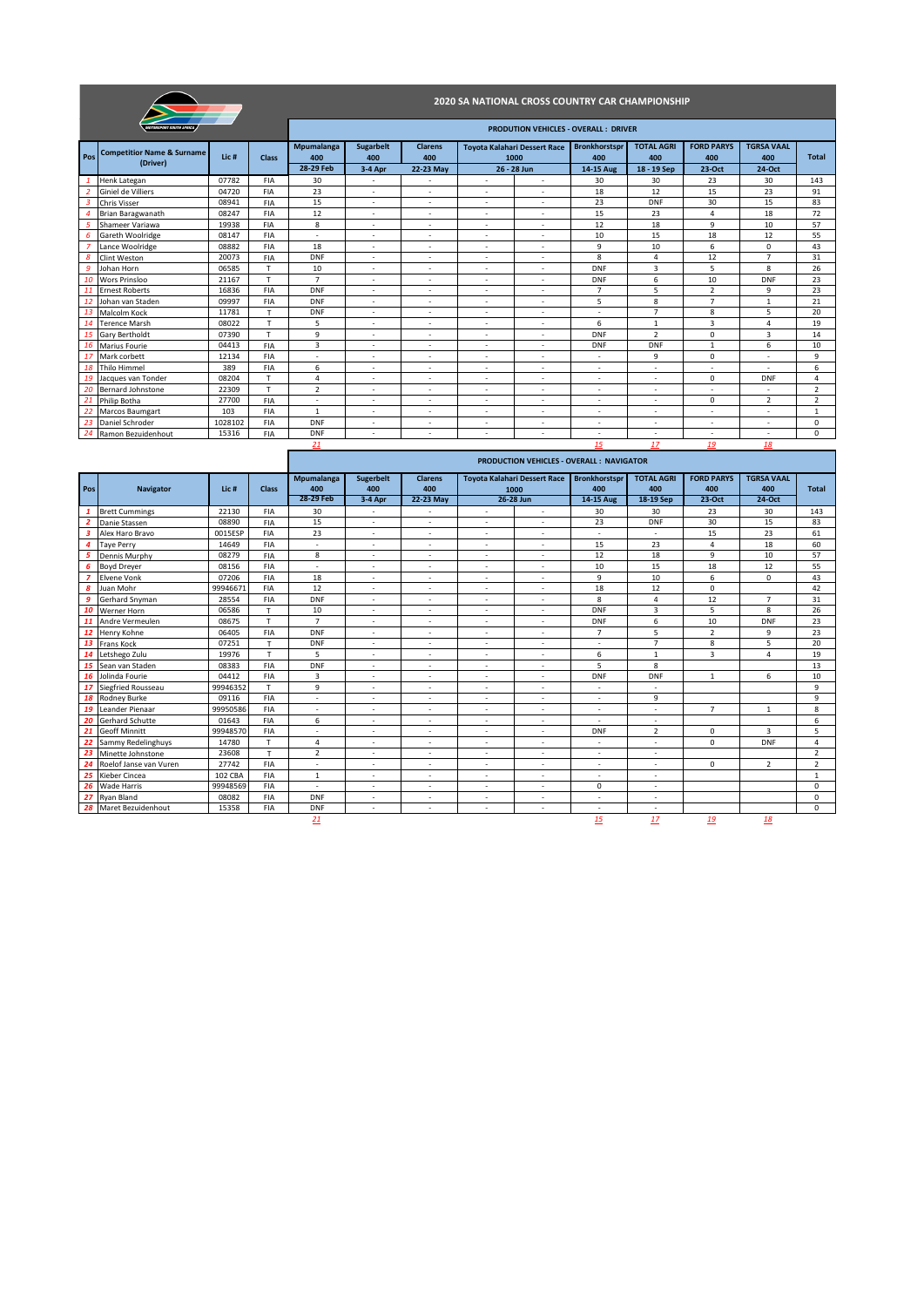# 2020 SA NATIONAL CROSS COUNTRY CAR CHAMPIONSHIP

## PRODUTION VEHICLES - OVERALL : DRIVER

| Pos | Competitior Name & Surname (Driver) | Lic # | Class | Mpumalanga 400 | Sugarbelt 400 | Clarens 400 | Toyota Kalahari Dessert Race 1000 | | Bronkhorstspr 400 | TOTAL AGRI 400 | FORD PARYS 400 | TGRSA VAAL 400 | Total |
|---|---|---|---|---|---|---|---|---|---|---|---|---|---|
| | | | | 28-29 Feb | 3-4 Apr | 22-23 May | 26 - 28 Jun | | 14-15 Aug | 18 - 19 Sep | 23-Oct | 24-Oct | |
| 1 | Henk Lategan | 07782 | FIA | 30 | - | - | - | - | 30 | 30 | 23 | 30 | 143 |
| 2 | Giniel de Villiers | 04720 | FIA | 23 | - | - | - | - | 18 | 12 | 15 | 23 | 91 |
| 3 | Chris Visser | 08941 | FIA | 15 | - | - | - | - | 23 | DNF | 30 | 15 | 83 |
| 4 | Brian Baragwanath | 08247 | FIA | 12 | - | - | - | - | 15 | 23 | 4 | 18 | 72 |
| 5 | Shameer Variawa | 19938 | FIA | 8 | - | - | - | - | 12 | 18 | 9 | 10 | 57 |
| 6 | Gareth Woolridge | 08147 | FIA | - | - | - | - | - | 10 | 15 | 18 | 12 | 55 |
| 7 | Lance Woolridge | 08882 | FIA | 18 | - | - | - | - | 9 | 10 | 6 | 0 | 43 |
| 8 | Clint Weston | 20073 | FIA | DNF | - | - | - | - | 8 | 4 | 12 | 7 | 31 |
| 9 | Johan Horn | 06585 | T | 10 | - | - | - | - | DNF | 3 | 5 | 8 | 26 |
| 10 | Wors Prinsloo | 21167 | T | 7 | - | - | - | - | DNF | 6 | 10 | DNF | 23 |
| 11 | Ernest Roberts | 16836 | FIA | DNF | - | - | - | - | 7 | 5 | 2 | 9 | 23 |
| 12 | Johan van Staden | 09997 | FIA | DNF | - | - | - | - | 5 | 8 | 7 | 1 | 21 |
| 13 | Malcolm Kock | 11781 | T | DNF | - | - | - | - | - | 7 | 8 | 5 | 20 |
| 14 | Terence Marsh | 08022 | T | 5 | - | - | - | - | 6 | 1 | 3 | 4 | 19 |
| 15 | Gary Bertholdt | 07390 | T | 9 | - | - | - | - | DNF | 2 | 0 | 3 | 14 |
| 16 | Marius Fourie | 04413 | FIA | 3 | - | - | - | - | DNF | DNF | 1 | 6 | 10 |
| 17 | Mark corbett | 12134 | FIA | - | - | - | - | - | - | 9 | 0 | - | 9 |
| 18 | Thilo Himmel | 389 | FIA | 6 | - | - | - | - | - | - | - | - | 6 |
| 19 | Jacques van Tonder | 08204 | T | 4 | - | - | - | - | - | - | 0 | DNF | 4 |
| 20 | Bernard Johnstone | 22309 | T | 2 | - | - | - | - | - | - | - | - | 2 |
| 21 | Philip Botha | 27700 | FIA | - | - | - | - | - | - | - | 0 | 2 | 2 |
| 22 | Marcos Baumgart | 103 | FIA | 1 | - | - | - | - | - | - | - | - | 1 |
| 23 | Daniel Schroder | 1028102 | FIA | DNF | - | - | - | - | - | - | - | - | 0 |
| 24 | Ramon Bezuidenhout | 15316 | FIA | DNF | - | - | - | - | - | - | - | - | 0 |
| | | | | 21 | | | | | 15 | 17 | 19 | 18 | |

## PRODUCTION VEHICLES - OVERALL : NAVIGATOR

| Pos | Navigator | Lic # | Class | Mpumalanga 400 | Sugerbelt 400 | Clarens 400 | Toyota Kalahari Dessert Race 1000 | | Bronkhorstspr 400 | TOTAL AGRI 400 | FORD PARYS 400 | TGRSA VAAL 400 | Total |
|---|---|---|---|---|---|---|---|---|---|---|---|---|---|
| | | | | 28-29 Feb | 3-4 Apr | 22-23 May | 26-28 Jun | | 14-15 Aug | 18-19 Sep | 23-Oct | 24-Oct | |
| 1 | Brett Cummings | 22130 | FIA | 30 | - | - | - | - | 30 | 30 | 23 | 30 | 143 |
| 2 | Danie Stassen | 08890 | FIA | 15 | - | - | - | - | 23 | DNF | 30 | 15 | 83 |
| 3 | Alex Haro Bravo | 0015ESP | FIA | 23 | - | - | - | - | - | - | 15 | 23 | 61 |
| 4 | Taye Perry | 14649 | FIA | - | - | - | - | - | 15 | 23 | 4 | 18 | 60 |
| 5 | Dennis Murphy | 08279 | FIA | 8 | - | - | - | - | 12 | 18 | 9 | 10 | 57 |
| 6 | Boyd Dreyer | 08156 | FIA | - | - | - | - | - | 10 | 15 | 18 | 12 | 55 |
| 7 | Elvene Vonk | 07206 | FIA | 18 | - | - | - | - | 9 | 10 | 6 | 0 | 43 |
| 8 | Juan Mohr | 99946671 | FIA | 12 | - | - | - | - | 18 | 12 | 0 | | 42 |
| 9 | Gerhard Snyman | 28554 | FIA | DNF | - | - | - | - | 8 | 4 | 12 | 7 | 31 |
| 10 | Werner Horn | 06586 | T | 10 | - | - | - | - | DNF | 3 | 5 | 8 | 26 |
| 11 | Andre Vermeulen | 08675 | T | 7 | - | - | - | - | DNF | 6 | 10 | DNF | 23 |
| 12 | Henry Kohne | 06405 | FIA | DNF | - | - | - | - | 7 | 5 | 2 | 9 | 23 |
| 13 | Frans Kock | 07251 | T | DNF | - | - | - | - | - | 7 | 8 | 5 | 20 |
| 14 | Letshego Zulu | 19976 | T | 5 | - | - | - | - | 6 | 1 | 3 | 4 | 19 |
| 15 | Sean van Staden | 08383 | FIA | DNF | - | - | - | - | 5 | 8 | | | 13 |
| 16 | Jolinda Fourie | 04412 | FIA | 3 | - | - | - | - | DNF | DNF | 1 | 6 | 10 |
| 17 | Siegfried Rousseau | 99946352 | T | 9 | - | - | - | - | - | - | | | 9 |
| 18 | Rodney Burke | 09116 | FIA | - | - | - | - | - | - | 9 | | | 9 |
| 19 | Leander Pienaar | 99950586 | FIA | - | - | - | - | - | - | - | 7 | 1 | 8 |
| 20 | Gerhard Schutte | 01643 | FIA | 6 | - | - | - | - | - | - | | | 6 |
| 21 | Geoff Minnitt | 99948570 | FIA | - | - | - | - | - | DNF | 2 | 0 | 3 | 5 |
| 22 | Sammy Redelinghuys | 14780 | T | 4 | - | - | - | - | - | - | 0 | DNF | 4 |
| 23 | Minette Johnstone | 23608 | T | 2 | - | - | - | - | - | - | | | 2 |
| 24 | Roelof Janse van Vuren | 27742 | FIA | - | - | - | - | - | - | - | 0 | 2 | 2 |
| 25 | Kieber Cincea | 102 CBA | FIA | 1 | - | - | - | - | - | - | | | 1 |
| 26 | Wade Harris | 99948569 | FIA | - | - | - | - | - | 0 | - | | | 0 |
| 27 | Ryan Bland | 08082 | FIA | DNF | - | - | - | - | - | - | | | 0 |
| 28 | Maret Bezuidenhout | 15358 | FIA | DNF | - | - | - | - | - | - | | | 0 |
| | | | | 21 | | | | | 15 | 17 | 19 | 18 | |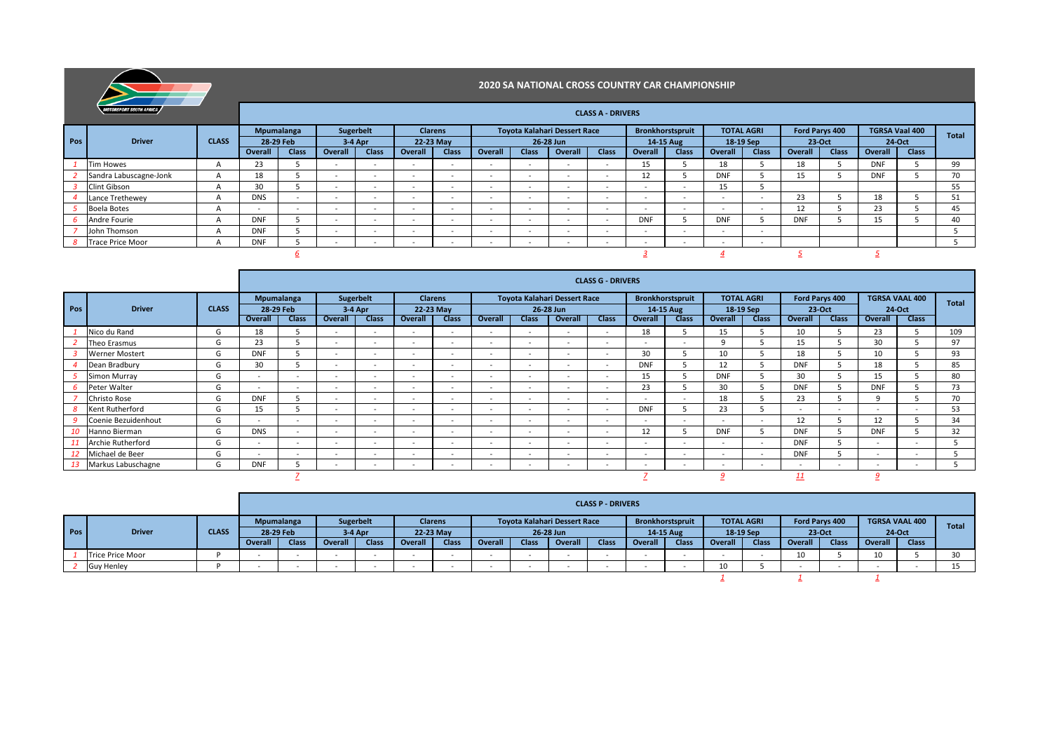# 2020 SA NATIONAL CROSS COUNTRY CAR CHAMPIONSHIP

## CLASS A - DRIVERS

| Pos | Driver | CLASS | Mpumalanga 28-29 Feb | | Sugerbelt 3-4 Apr | | Clarens 22-23 May | | Toyota Kalahari Dessert Race 26-28 Jun | | | | Bronkhorstspruit 14-15 Aug | | TOTAL AGRI 18-19 Sep | | Ford Parys 400 23-Oct | | TGRSA Vaal 400 24-Oct | | Total |
|---|---|---|---|---|---|---|---|---|---|---|---|---|---|---|---|---|---|---|---|---|---|
| | | | Overall | Class | Overall | Class | Overall | Class | Overall | Class | Overall | Class | Overall | Class | Overall | Class | Overall | Class | Overall | Class | |
| 1 | Tim Howes | A | 23 | 5 | - | - | - | - | - | - | - | - | 15 | 5 | 18 | 5 | 18 | 5 | DNF | 5 | 99 |
| 2 | Sandra Labuscagne-Jonk | A | 18 | 5 | - | - | - | - | - | - | - | - | 12 | 5 | DNF | 5 | 15 | 5 | DNF | 5 | 70 |
| 3 | Clint Gibson | A | 30 | 5 | - | - | - | - | - | - | - | - | - | - | 15 | 5 | | | | | 55 |
| 4 | Lance Trethewey | A | DNS | - | - | - | - | - | - | - | - | - | - | - | - | - | 23 | 5 | 18 | 5 | 51 |
| 5 | Boela Botes | A | - | - | - | - | - | - | - | - | - | - | - | - | - | - | 12 | 5 | 23 | 5 | 45 |
| 6 | Andre Fourie | A | DNF | 5 | - | - | - | - | - | - | - | - | DNF | 5 | DNF | 5 | DNF | 5 | 15 | 5 | 40 |
| 7 | John Thomson | A | DNF | 5 | - | - | - | - | - | - | - | - | - | - | - | - | | | | | 5 |
| 8 | Trace Price Moor | A | DNF | 5 | - | - | - | - | - | - | - | - | - | - | - | - | | | | | 5 |
| | | | 6 | | | | | | | | | | 3 | | 4 | | 5 | | 5 | | |

## CLASS G - DRIVERS

| Pos | Driver | CLASS | Mpumalanga 28-29 Feb | | Sugerbelt 3-4 Apr | | Clarens 22-23 May | | Toyota Kalahari Dessert Race 26-28 Jun | | | | Bronkhorstspruit 14-15 Aug | | TOTAL AGRI 18-19 Sep | | Ford Parys 400 23-Oct | | TGRSA VAAL 400 24-Oct | | Total |
|---|---|---|---|---|---|---|---|---|---|---|---|---|---|---|---|---|---|---|---|---|---|
| | | | Overall | Class | Overall | Class | Overall | Class | Overall | Class | Overall | Class | Overall | Class | Overall | Class | Overall | Class | Overall | Class | |
| 1 | Nico du Rand | G | 18 | 5 | - | - | - | - | - | - | - | - | 18 | 5 | 15 | 5 | 10 | 5 | 23 | 5 | 109 |
| 2 | Theo Erasmus | G | 23 | 5 | - | - | - | - | - | - | - | - | - | - | 9 | 5 | 15 | 5 | 30 | 5 | 97 |
| 3 | Werner Mostert | G | DNF | 5 | - | - | - | - | - | - | - | - | 30 | 5 | 10 | 5 | 18 | 5 | 10 | 5 | 93 |
| 4 | Dean Bradbury | G | 30 | 5 | - | - | - | - | - | - | - | - | DNF | 5 | 12 | 5 | DNF | 5 | 18 | 5 | 85 |
| 5 | Simon Murray | G | - | - | - | - | - | - | - | - | - | - | 15 | 5 | DNF | 5 | 30 | 5 | 15 | 5 | 80 |
| 6 | Peter Walter | G | - | - | - | - | - | - | - | - | - | - | 23 | 5 | 30 | 5 | DNF | 5 | DNF | 5 | 73 |
| 7 | Christo Rose | G | DNF | 5 | - | - | - | - | - | - | - | - | - | - | 18 | 5 | 23 | 5 | 9 | 5 | 70 |
| 8 | Kent Rutherford | G | 15 | 5 | - | - | - | - | - | - | - | - | DNF | 5 | 23 | 5 | - | - | - | - | 53 |
| 9 | Coenie Bezuidenhout | G | - | - | - | - | - | - | - | - | - | - | - | - | - | - | 12 | 5 | 12 | 5 | 34 |
| 10 | Hanno Bierman | G | DNS | - | - | - | - | - | - | - | - | - | 12 | 5 | DNF | 5 | DNF | 5 | DNF | 5 | 32 |
| 11 | Archie Rutherford | G | - | - | - | - | - | - | - | - | - | - | - | - | - | - | DNF | 5 | - | - | 5 |
| 12 | Michael de Beer | G | - | - | - | - | - | - | - | - | - | - | - | - | - | - | DNF | 5 | - | - | 5 |
| 13 | Markus Labuschagne | G | DNF | 5 | - | - | - | - | - | - | - | - | - | - | - | - | - | - | - | - | 5 |
| | | | 7 | | | | | | | | | | 7 | | 9 | | 11 | | 9 | | |

## CLASS P - DRIVERS

| Pos | Driver | CLASS | Mpumalanga 28-29 Feb | | Sugerbelt 3-4 Apr | | Clarens 22-23 May | | Toyota Kalahari Dessert Race 26-28 Jun | | | | Bronkhorstspruit 14-15 Aug | | TOTAL AGRI 18-19 Sep | | Ford Parys 400 23-Oct | | TGRSA VAAL 400 24-Oct | | Total |
|---|---|---|---|---|---|---|---|---|---|---|---|---|---|---|---|---|---|---|---|---|---|
| | | | Overall | Class | Overall | Class | Overall | Class | Overall | Class | Overall | Class | Overall | Class | Overall | Class | Overall | Class | Overall | Class | |
| 1 | Trice Price Moor | P | - | - | - | - | - | - | - | - | - | - | - | - | - | - | 10 | 5 | 10 | 5 | 30 |
| 2 | Guy Henley | P | - | - | - | - | - | - | - | - | - | - | - | - | 10 | 5 | - | - | - | - | 15 |
| | | | | | | | | | | | | | | | 1 | | 1 | | 1 | | |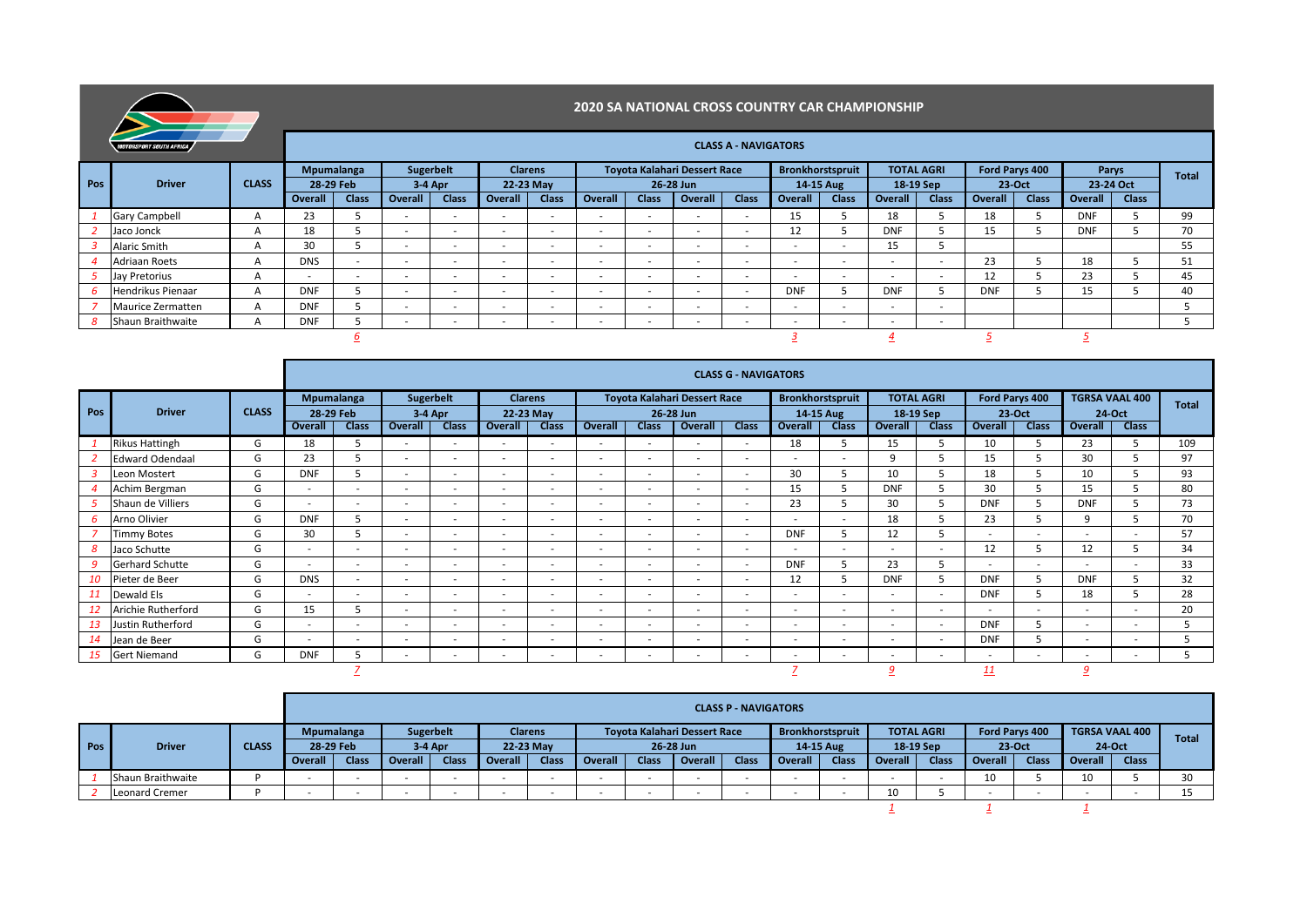# 2020 SA NATIONAL CROSS COUNTRY CAR CHAMPIONSHIP

## CLASS A - NAVIGATORS

| Pos | Driver | CLASS | Mpumalanga 28-29 Feb | | Sugerbelt 3-4 Apr | | Clarens 22-23 May | | Toyota Kalahari Dessert Race 26-28 Jun | | | | Bronkhorstspruit 14-15 Aug | | TOTAL AGRI 18-19 Sep | | Ford Parys 400 23-Oct | | Parys 23-24 Oct | | Total |
|---|---|---|---|---|---|---|---|---|---|---|---|---|---|---|---|---|---|---|---|---|---|
| | | | Overall | Class | Overall | Class | Overall | Class | Overall | Class | Overall | Class | Overall | Class | Overall | Class | Overall | Class | Overall | Class | |
| 1 | Gary Campbell | A | 23 | 5 | - | - | - | - | - | - | - | - | 15 | 5 | 18 | 5 | 18 | 5 | DNF | 5 | 99 |
| 2 | Jaco Jonck | A | 18 | 5 | - | - | - | - | - | - | - | - | 12 | 5 | DNF | 5 | 15 | 5 | DNF | 5 | 70 |
| 3 | Alaric Smith | A | 30 | 5 | - | - | - | - | - | - | - | - | - | - | 15 | 5 | | | | | 55 |
| 4 | Adriaan Roets | A | DNS | - | - | - | - | - | - | - | - | - | - | - | - | - | 23 | 5 | 18 | 5 | 51 |
| 5 | Jay Pretorius | A | - | - | - | - | - | - | - | - | - | - | - | - | - | - | 12 | 5 | 23 | 5 | 45 |
| 6 | Hendrikus Pienaar | A | DNF | 5 | - | - | - | - | - | - | - | - | DNF | 5 | DNF | 5 | DNF | 5 | 15 | 5 | 40 |
| 7 | Maurice Zermatten | A | DNF | 5 | - | - | - | - | - | - | - | - | - | - | - | - | | | | | 5 |
| 8 | Shaun Braithwaite | A | DNF | 5 | - | - | - | - | - | - | - | - | - | - | - | - | | | | | 5 |
| | | | | 6 | | | | | | | | | 3 | | 4 | | 5 | | 5 | | |

## CLASS G - NAVIGATORS

| Pos | Driver | CLASS | Mpumalanga 28-29 Feb | | Sugerbelt 3-4 Apr | | Clarens 22-23 May | | Toyota Kalahari Dessert Race 26-28 Jun | | | | Bronkhorstspruit 14-15 Aug | | TOTAL AGRI 18-19 Sep | | Ford Parys 400 23-Oct | | TGRSA VAAL 400 24-Oct | | Total |
|---|---|---|---|---|---|---|---|---|---|---|---|---|---|---|---|---|---|---|---|---|---|
| | | | Overall | Class | Overall | Class | Overall | Class | Overall | Class | Overall | Class | Overall | Class | Overall | Class | Overall | Class | Overall | Class | |
| 1 | Rikus Hattingh | G | 18 | 5 | - | - | - | - | - | - | - | - | 18 | 5 | 15 | 5 | 10 | 5 | 23 | 5 | 109 |
| 2 | Edward Odendaal | G | 23 | 5 | - | - | - | - | - | - | - | - | - | - | 9 | 5 | 15 | 5 | 30 | 5 | 97 |
| 3 | Leon Mostert | G | DNF | 5 | - | - | - | - | - | - | - | - | 30 | 5 | 10 | 5 | 18 | 5 | 10 | 5 | 93 |
| 4 | Achim Bergman | G | - | - | - | - | - | - | - | - | - | - | 15 | 5 | DNF | 5 | 30 | 5 | 15 | 5 | 80 |
| 5 | Shaun de Villiers | G | - | - | - | - | - | - | - | - | - | - | 23 | 5 | 30 | 5 | DNF | 5 | DNF | 5 | 73 |
| 6 | Arno Olivier | G | DNF | 5 | - | - | - | - | - | - | - | - | - | - | 18 | 5 | 23 | 5 | 9 | 5 | 70 |
| 7 | Timmy Botes | G | 30 | 5 | - | - | - | - | - | - | - | - | DNF | 5 | 12 | 5 | - | - | - | - | 57 |
| 8 | Jaco Schutte | G | - | - | - | - | - | - | - | - | - | - | - | - | - | - | 12 | 5 | 12 | 5 | 34 |
| 9 | Gerhard Schutte | G | - | - | - | - | - | - | - | - | - | - | DNF | 5 | 23 | 5 | - | - | - | - | 33 |
| 10 | Pieter de Beer | G | DNS | - | - | - | - | - | - | - | - | - | 12 | 5 | DNF | 5 | DNF | 5 | DNF | 5 | 32 |
| 11 | Dewald Els | G | - | - | - | - | - | - | - | - | - | - | - | - | - | - | DNF | 5 | 18 | 5 | 28 |
| 12 | Arichie Rutherford | G | 15 | 5 | - | - | - | - | - | - | - | - | - | - | - | - | - | - | - | - | 20 |
| 13 | Justin Rutherford | G | - | - | - | - | - | - | - | - | - | - | - | - | - | - | DNF | 5 | - | - | 5 |
| 14 | Jean de Beer | G | - | - | - | - | - | - | - | - | - | - | - | - | - | - | DNF | 5 | - | - | 5 |
| 15 | Gert Niemand | G | DNF | 5 | - | - | - | - | - | - | - | - | - | - | - | - | - | - | - | - | 5 |
| | | | | 7 | | | | | | | | | 7 | | 9 | | 11 | | 9 | | |

## CLASS P - NAVIGATORS

| Pos | Driver | CLASS | Mpumalanga 28-29 Feb | | Sugerbelt 3-4 Apr | | Clarens 22-23 May | | Toyota Kalahari Dessert Race 26-28 Jun | | | | Bronkhorstspruit 14-15 Aug | | TOTAL AGRI 18-19 Sep | | Ford Parys 400 23-Oct | | TGRSA VAAL 400 24-Oct | | Total |
|---|---|---|---|---|---|---|---|---|---|---|---|---|---|---|---|---|---|---|---|---|---|
| | | | Overall | Class | Overall | Class | Overall | Class | Overall | Class | Overall | Class | Overall | Class | Overall | Class | Overall | Class | Overall | Class | |
| 1 | Shaun Braithwaite | P | - | - | - | - | - | - | - | - | - | - | - | - | - | - | 10 | 5 | 10 | 5 | 30 |
| 2 | Leonard Cremer | P | - | - | - | - | - | - | - | - | - | - | - | - | 10 | 5 | - | - | - | - | 15 |
| | | | | | | | | | | | | | | | 1 | | 1 | | 1 | | |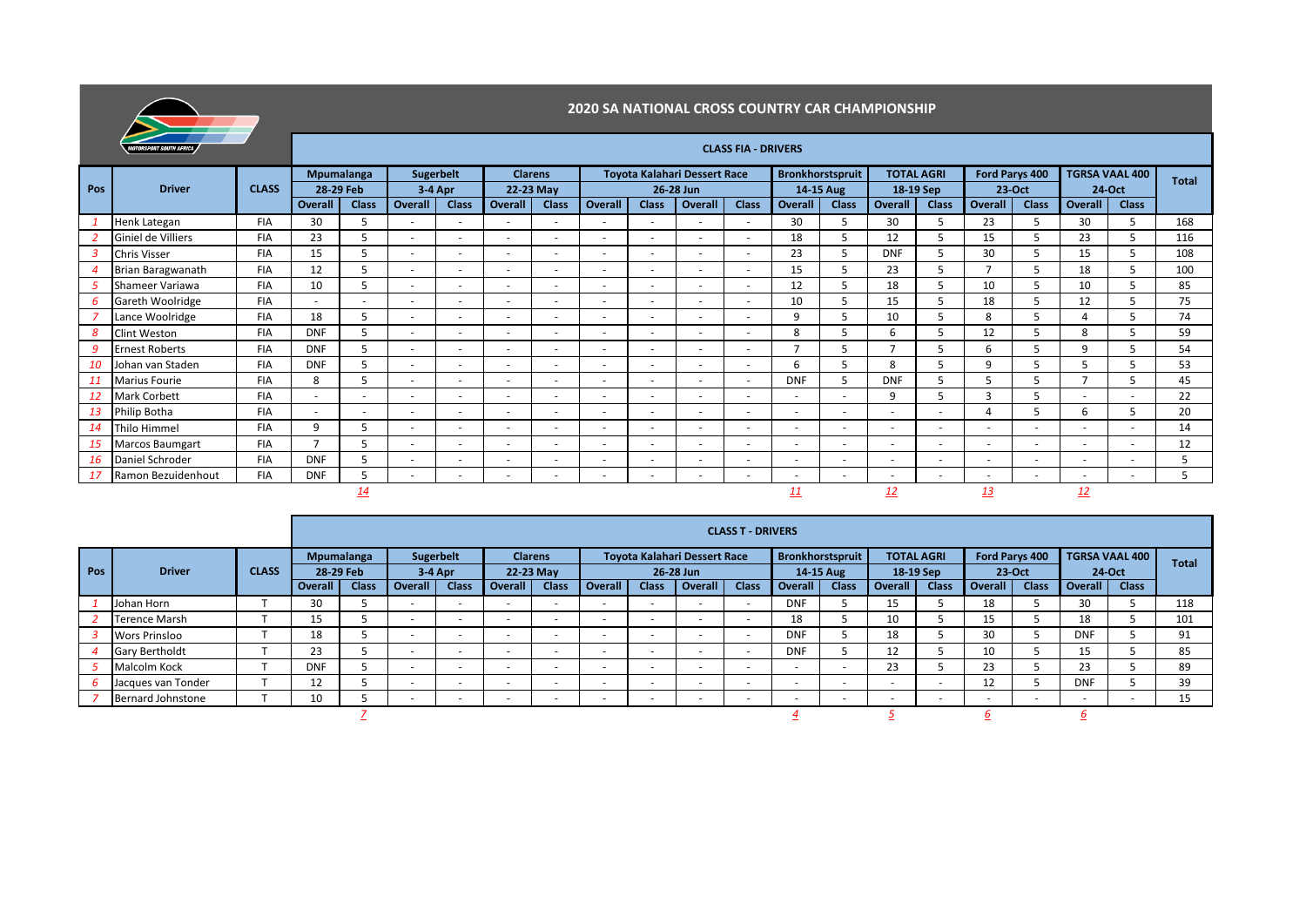# 2020 SA NATIONAL CROSS COUNTRY CAR CHAMPIONSHIP

## CLASS FIA - DRIVERS

| Pos | Driver | CLASS | Mpumalanga 28-29 Feb | | Sugerbelt 3-4 Apr | | Clarens 22-23 May | | Toyota Kalahari Dessert Race 26-28 Jun | | | | Bronkhorstspruit 14-15 Aug | | TOTAL AGRI 18-19 Sep | | Ford Parys 400 23-Oct | | TGRSA VAAL 400 24-Oct | | Total |
|---|---|---|---|---|---|---|---|---|---|---|---|---|---|---|---|---|---|---|---|---|---|
| | | | Overall | Class | Overall | Class | Overall | Class | Overall | Class | Overall | Class | Overall | Class | Overall | Class | Overall | Class | Overall | Class | |
| 1 | Henk Lategan | FIA | 30 | 5 | - | - | - | - | - | - | - | - | 30 | 5 | 30 | 5 | 23 | 5 | 30 | 5 | 168 |
| 2 | Giniel de Villiers | FIA | 23 | 5 | - | - | - | - | - | - | - | - | 18 | 5 | 12 | 5 | 15 | 5 | 23 | 5 | 116 |
| 3 | Chris Visser | FIA | 15 | 5 | - | - | - | - | - | - | - | - | 23 | 5 | DNF | 5 | 30 | 5 | 15 | 5 | 108 |
| 4 | Brian Baragwanath | FIA | 12 | 5 | - | - | - | - | - | - | - | - | 15 | 5 | 23 | 5 | 7 | 5 | 18 | 5 | 100 |
| 5 | Shameer Variawa | FIA | 10 | 5 | - | - | - | - | - | - | - | - | 12 | 5 | 18 | 5 | 10 | 5 | 10 | 5 | 85 |
| 6 | Gareth Woolridge | FIA | - | - | - | - | - | - | - | - | - | - | 10 | 5 | 15 | 5 | 18 | 5 | 12 | 5 | 75 |
| 7 | Lance Woolridge | FIA | 18 | 5 | - | - | - | - | - | - | - | - | 9 | 5 | 10 | 5 | 8 | 5 | 4 | 5 | 74 |
| 8 | Clint Weston | FIA | DNF | 5 | - | - | - | - | - | - | - | - | 8 | 5 | 6 | 5 | 12 | 5 | 8 | 5 | 59 |
| 9 | Ernest Roberts | FIA | DNF | 5 | - | - | - | - | - | - | - | - | 7 | 5 | 7 | 5 | 6 | 5 | 9 | 5 | 54 |
| 10 | Johan van Staden | FIA | DNF | 5 | - | - | - | - | - | - | - | - | 6 | 5 | 8 | 5 | 9 | 5 | 5 | 5 | 53 |
| 11 | Marius Fourie | FIA | 8 | 5 | - | - | - | - | - | - | - | - | DNF | 5 | DNF | 5 | 5 | 5 | 7 | 5 | 45 |
| 12 | Mark Corbett | FIA | - | - | - | - | - | - | - | - | - | - | - | - | 9 | 5 | 3 | 5 | - | - | 22 |
| 13 | Philip Botha | FIA | - | - | - | - | - | - | - | - | - | - | - | - | - | - | 4 | 5 | 6 | 5 | 20 |
| 14 | Thilo Himmel | FIA | 9 | 5 | - | - | - | - | - | - | - | - | - | - | - | - | - | - | - | - | 14 |
| 15 | Marcos Baumgart | FIA | 7 | 5 | - | - | - | - | - | - | - | - | - | - | - | - | - | - | - | - | 12 |
| 16 | Daniel Schroder | FIA | DNF | 5 | - | - | - | - | - | - | - | - | - | - | - | - | - | - | - | - | 5 |
| 17 | Ramon Bezuidenhout | FIA | DNF | 5 | - | - | - | - | - | - | - | - | - | - | - | - | - | - | - | - | 5 |
| | | | | 14 | | | | | | | | | 11 | | 12 | | 13 | | 12 | | |

## CLASS T - DRIVERS

| Pos | Driver | CLASS | Mpumalanga 28-29 Feb | | Sugerbelt 3-4 Apr | | Clarens 22-23 May | | Toyota Kalahari Dessert Race 26-28 Jun | | | | Bronkhorstspruit 14-15 Aug | | TOTAL AGRI 18-19 Sep | | Ford Parys 400 23-Oct | | TGRSA VAAL 400 24-Oct | | Total |
|---|---|---|---|---|---|---|---|---|---|---|---|---|---|---|---|---|---|---|---|---|---|
| | | | Overall | Class | Overall | Class | Overall | Class | Overall | Class | Overall | Class | Overall | Class | Overall | Class | Overall | Class | Overall | Class | |
| 1 | Johan Horn | T | 30 | 5 | - | - | - | - | - | - | - | - | DNF | 5 | 15 | 5 | 18 | 5 | 30 | 5 | 118 |
| 2 | Terence Marsh | T | 15 | 5 | - | - | - | - | - | - | - | - | 18 | 5 | 10 | 5 | 15 | 5 | 18 | 5 | 101 |
| 3 | Wors Prinsloo | T | 18 | 5 | - | - | - | - | - | - | - | - | DNF | 5 | 18 | 5 | 30 | 5 | DNF | 5 | 91 |
| 4 | Gary Bertholdt | T | 23 | 5 | - | - | - | - | - | - | - | - | DNF | 5 | 12 | 5 | 10 | 5 | 15 | 5 | 85 |
| 5 | Malcolm Kock | T | DNF | 5 | - | - | - | - | - | - | - | - | - | - | 23 | 5 | 23 | 5 | 23 | 5 | 89 |
| 6 | Jacques van Tonder | T | 12 | 5 | - | - | - | - | - | - | - | - | - | - | - | - | 12 | 5 | DNF | 5 | 39 |
| 7 | Bernard Johnstone | T | 10 | 5 | - | - | - | - | - | - | - | - | - | - | - | - | - | - | - | - | 15 |
| | | | | 7 | | | | | | | | | 4 | | 5 | | 6 | | 6 | | |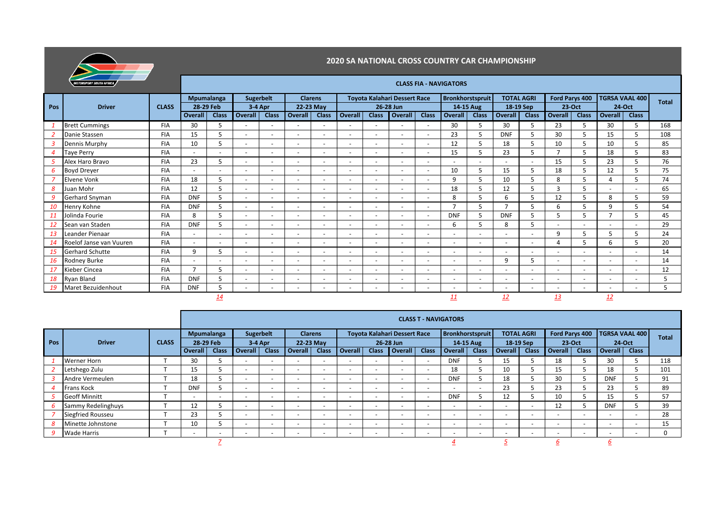# 2020 SA NATIONAL CROSS COUNTRY CAR CHAMPIONSHIP

## CLASS FIA - NAVIGATORS

| Pos | Driver | CLASS | Mpumalanga 28-29 Feb | | Sugerbelt 3-4 Apr | | Clarens 22-23 May | | Toyota Kalahari Dessert Race 26-28 Jun | | | | Bronkhorstspruit 14-15 Aug | | TOTAL AGRI 18-19 Sep | | Ford Parys 400 23-Oct | | TGRSA VAAL 400 24-Oct | | Total |
|---|---|---|---|---|---|---|---|---|---|---|---|---|---|---|---|---|---|---|---|---|---|
| | | | Overall | Class | Overall | Class | Overall | Class | Overall | Class | Overall | Class | Overall | Class | Overall | Class | Overall | Class | Overall | Class | |
| 1 | Brett Cummings | FIA | 30 | 5 | - | - | - | - | - | - | - | - | 30 | 5 | 30 | 5 | 23 | 5 | 30 | 5 | 168 |
| 2 | Danie Stassen | FIA | 15 | 5 | - | - | - | - | - | - | - | - | 23 | 5 | DNF | 5 | 30 | 5 | 15 | 5 | 108 |
| 3 | Dennis Murphy | FIA | 10 | 5 | - | - | - | - | - | - | - | - | 12 | 5 | 18 | 5 | 10 | 5 | 10 | 5 | 85 |
| 4 | Taye Perry | FIA | - | - | - | - | - | - | - | - | - | - | 15 | 5 | 23 | 5 | 7 | 5 | 18 | 5 | 83 |
| 5 | Alex Haro Bravo | FIA | 23 | 5 | - | - | - | - | - | - | - | - | - | - | - | - | 15 | 5 | 23 | 5 | 76 |
| 6 | Boyd Dreyer | FIA | - | - | - | - | - | - | - | - | - | - | 10 | 5 | 15 | 5 | 18 | 5 | 12 | 5 | 75 |
| 7 | Elvene Vonk | FIA | 18 | 5 | - | - | - | - | - | - | - | - | 9 | 5 | 10 | 5 | 8 | 5 | 4 | 5 | 74 |
| 8 | Juan Mohr | FIA | 12 | 5 | - | - | - | - | - | - | - | - | 18 | 5 | 12 | 5 | 3 | 5 | - | - | 65 |
| 9 | Gerhard Snyman | FIA | DNF | 5 | - | - | - | - | - | - | - | - | 8 | 5 | 6 | 5 | 12 | 5 | 8 | 5 | 59 |
| 10 | Henry Kohne | FIA | DNF | 5 | - | - | - | - | - | - | - | - | 7 | 5 | 7 | 5 | 6 | 5 | 9 | 5 | 54 |
| 11 | Jolinda Fourie | FIA | 8 | 5 | - | - | - | - | - | - | - | - | DNF | 5 | DNF | 5 | 5 | 5 | 7 | 5 | 45 |
| 12 | Sean van Staden | FIA | DNF | 5 | - | - | - | - | - | - | - | - | 6 | 5 | 8 | 5 | - | - | - | - | 29 |
| 13 | Leander Pienaar | FIA | - | - | - | - | - | - | - | - | - | - | - | - | - | - | 9 | 5 | 5 | 5 | 24 |
| 14 | Roelof Janse van Vuuren | FIA | - | - | - | - | - | - | - | - | - | - | - | - | - | - | 4 | 5 | 6 | 5 | 20 |
| 15 | Gerhard Schutte | FIA | 9 | 5 | - | - | - | - | - | - | - | - | - | - | - | - | - | - | - | - | 14 |
| 16 | Rodney Burke | FIA | - | - | - | - | - | - | - | - | - | - | - | - | 9 | 5 | - | - | - | - | 14 |
| 17 | Kieber Cincea | FIA | 7 | 5 | - | - | - | - | - | - | - | - | - | - | - | - | - | - | - | - | 12 |
| 18 | Ryan Bland | FIA | DNF | 5 | - | - | - | - | - | - | - | - | - | - | - | - | - | - | - | - | 5 |
| 19 | Maret Bezuidenhout | FIA | DNF | 5 | - | - | - | - | - | - | - | - | - | - | - | - | - | - | - | - | 5 |
| | | | | 14 | | | | | | | | | 11 | | 12 | | 13 | | 12 | | |

## CLASS T - NAVIGATORS

| Pos | Driver | CLASS | Mpumalanga 28-29 Feb | | Sugerbelt 3-4 Apr | | Clarens 22-23 May | | Toyota Kalahari Dessert Race 26-28 Jun | | | | Bronkhorstspruit 14-15 Aug | | TOTAL AGRI 18-19 Sep | | Ford Parys 400 23-Oct | | TGRSA VAAL 400 24-Oct | | Total |
|---|---|---|---|---|---|---|---|---|---|---|---|---|---|---|---|---|---|---|---|---|---|
| | | | Overall | Class | Overall | Class | Overall | Class | Overall | Class | Overall | Class | Overall | Class | Overall | Class | Overall | Class | Overall | Class | |
| 1 | Werner Horn | T | 30 | 5 | - | - | - | - | - | - | - | - | DNF | 5 | 15 | 5 | 18 | 5 | 30 | 5 | 118 |
| 2 | Letshego Zulu | T | 15 | 5 | - | - | - | - | - | - | - | - | 18 | 5 | 10 | 5 | 15 | 5 | 18 | 5 | 101 |
| 3 | Andre Vermeulen | T | 18 | 5 | - | - | - | - | - | - | - | - | DNF | 5 | 18 | 5 | 30 | 5 | DNF | 5 | 91 |
| 4 | Frans Kock | T | DNF | 5 | - | - | - | - | - | - | - | - | - | - | 23 | 5 | 23 | 5 | 23 | 5 | 89 |
| 5 | Geoff Minnitt | T | - | - | - | - | - | - | - | - | - | - | DNF | 5 | 12 | 5 | 10 | 5 | 15 | 5 | 57 |
| 6 | Sammy Redelinghuys | T | 12 | 5 | - | - | - | - | - | - | - | - | - | - | - | - | 12 | 5 | DNF | 5 | 39 |
| 7 | Siegfried Rousseu | T | 23 | 5 | - | - | - | - | - | - | - | - | - | - | - | - | - | - | - | - | 28 |
| 8 | Minette Johnstone | T | 10 | 5 | - | - | - | - | - | - | - | - | - | - | - | - | - | - | - | - | 15 |
| 9 | Wade Harris | T | - | - | - | - | - | - | - | - | - | - | - | - | - | - | - | - | - | - | 0 |
| | | | | 7 | | | | | | | | | 4 | | 5 | | 6 | | 6 | | |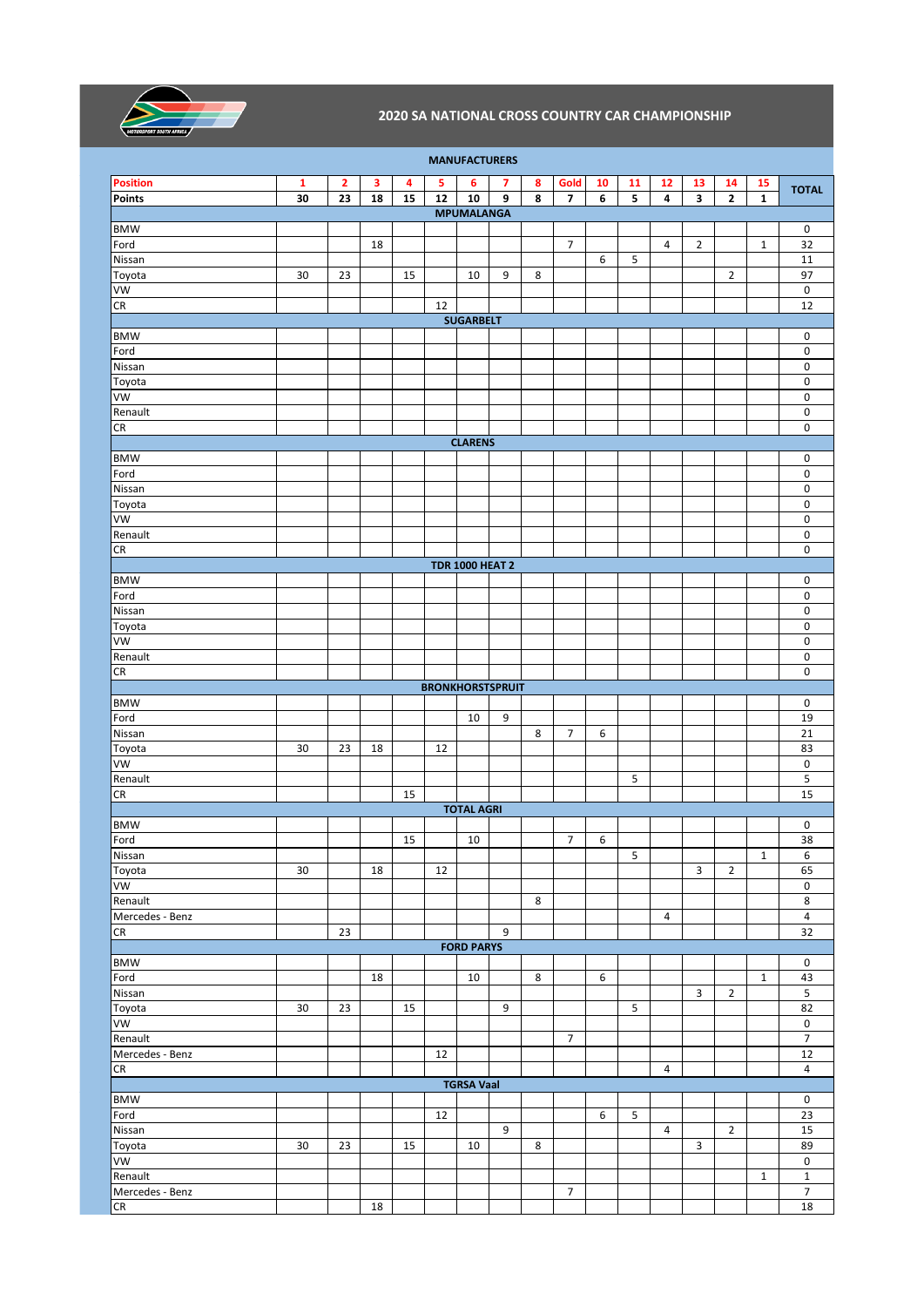# 2020 SA NATIONAL CROSS COUNTRY CAR CHAMPIONSHIP

## MANUFACTURERS

| Position | 1 | 2 | 3 | 4 | 5 | 6 | 7 | 8 | Gold | 10 | 11 | 12 | 13 | 14 | 15 | TOTAL |
|---|---|---|---|---|---|---|---|---|---|---|---|---|---|---|---|---|
| Points | 30 | 23 | 18 | 15 | 12 | 10 | 9 | 8 | 7 | 6 | 5 | 4 | 3 | 2 | 1 | |
| **MPUMALANGA** | | | | | | | | | | | | | | | | |
| BMW | | | | | | | | | | | | | | | | 0 |
| Ford | | | 18 | | | | | | 7 | | | 4 | 2 | | 1 | 32 |
| Nissan | | | | | | | | | | 6 | 5 | | | | | 11 |
| Toyota | 30 | 23 | | 15 | | 10 | 9 | 8 | | | | | | 2 | | 97 |
| VW | | | | | | | | | | | | | | | | 0 |
| CR | | | | | 12 | | | | | | | | | | | 12 |
| **SUGARBELT** | | | | | | | | | | | | | | | | |
| BMW | | | | | | | | | | | | | | | | 0 |
| Ford | | | | | | | | | | | | | | | | 0 |
| Nissan | | | | | | | | | | | | | | | | 0 |
| Toyota | | | | | | | | | | | | | | | | 0 |
| VW | | | | | | | | | | | | | | | | 0 |
| Renault | | | | | | | | | | | | | | | | 0 |
| CR | | | | | | | | | | | | | | | | 0 |
| **CLARENS** | | | | | | | | | | | | | | | | |
| BMW | | | | | | | | | | | | | | | | 0 |
| Ford | | | | | | | | | | | | | | | | 0 |
| Nissan | | | | | | | | | | | | | | | | 0 |
| Toyota | | | | | | | | | | | | | | | | 0 |
| VW | | | | | | | | | | | | | | | | 0 |
| Renault | | | | | | | | | | | | | | | | 0 |
| CR | | | | | | | | | | | | | | | | 0 |
| **TDR 1000 HEAT 2** | | | | | | | | | | | | | | | | |
| BMW | | | | | | | | | | | | | | | | 0 |
| Ford | | | | | | | | | | | | | | | | 0 |
| Nissan | | | | | | | | | | | | | | | | 0 |
| Toyota | | | | | | | | | | | | | | | | 0 |
| VW | | | | | | | | | | | | | | | | 0 |
| Renault | | | | | | | | | | | | | | | | 0 |
| CR | | | | | | | | | | | | | | | | 0 |
| **BRONKHORSTSPRUIT** | | | | | | | | | | | | | | | | |
| BMW | | | | | | | | | | | | | | | | 0 |
| Ford | | | | | | 10 | 9 | | | | | | | | | 19 |
| Nissan | | | | | | | | 8 | 7 | 6 | | | | | | 21 |
| Toyota | 30 | 23 | 18 | | 12 | | | | | | | | | | | 83 |
| VW | | | | | | | | | | | | | | | | 0 |
| Renault | | | | | | | | | | | 5 | | | | | 5 |
| CR | | | | 15 | | | | | | | | | | | | 15 |
| **TOTAL AGRI** | | | | | | | | | | | | | | | | |
| BMW | | | | | | | | | | | | | | | | 0 |
| Ford | | | | 15 | | 10 | | | 7 | 6 | | | | | | 38 |
| Nissan | | | | | | | | | | | 5 | | | | 1 | 6 |
| Toyota | 30 | | 18 | | 12 | | | | | | | | 3 | 2 | | 65 |
| VW | | | | | | | | | | | | | | | | 0 |
| Renault | | | | | | | | 8 | | | | | | | | 8 |
| Mercedes - Benz | | | | | | | | | | | | 4 | | | | 4 |
| CR | | 23 | | | | | 9 | | | | | | | | | 32 |
| **FORD PARYS** | | | | | | | | | | | | | | | | |
| BMW | | | | | | | | | | | | | | | | 0 |
| Ford | | | 18 | | | 10 | | 8 | | 6 | | | | | 1 | 43 |
| Nissan | | | | | | | | | | | | | 3 | 2 | | 5 |
| Toyota | 30 | 23 | | 15 | | | 9 | | | | 5 | | | | | 82 |
| VW | | | | | | | | | | | | | | | | 0 |
| Renault | | | | | | | | | 7 | | | | | | | 7 |
| Mercedes - Benz | | | | | 12 | | | | | | | | | | | 12 |
| CR | | | | | | | | | | | | 4 | | | | 4 |
| **TGRSA Vaal** | | | | | | | | | | | | | | | | |
| BMW | | | | | | | | | | | | | | | | 0 |
| Ford | | | | | 12 | | | | | 6 | 5 | | | | | 23 |
| Nissan | | | | | | | 9 | | | | | 4 | | 2 | | 15 |
| Toyota | 30 | 23 | | 15 | | 10 | | 8 | | | | | 3 | | | 89 |
| VW | | | | | | | | | | | | | | | | 0 |
| Renault | | | | | | | | | | | | | | | 1 | 1 |
| Mercedes - Benz | | | | | | | | | 7 | | | | | | | 7 |
| CR | | | 18 | | | | | | | | | | | | | 18 |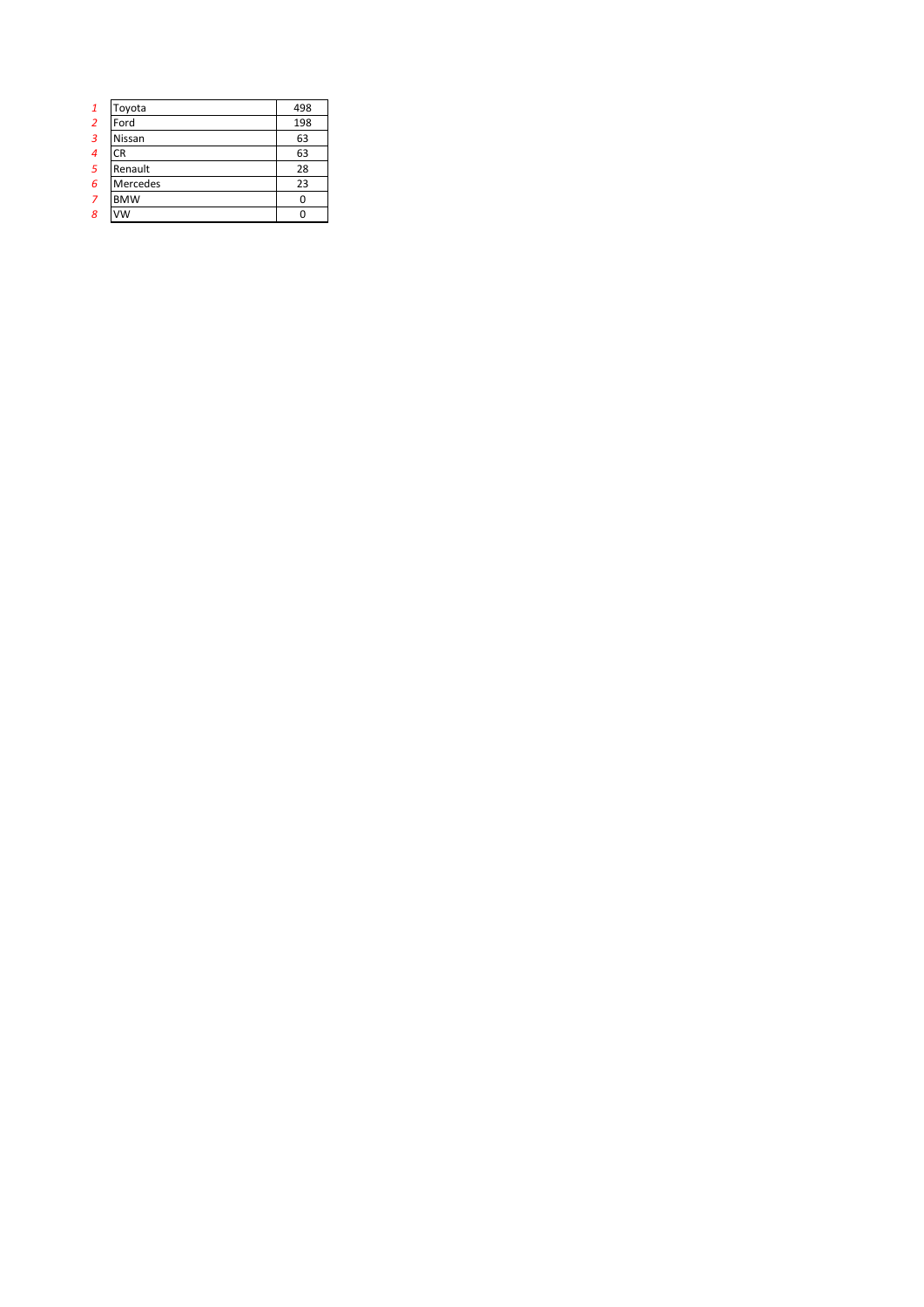| | | |
|---|---|---|
| *1* | Toyota | 498 |
| *2* | Ford | 198 |
| *3* | Nissan | 63 |
| *4* | CR | 63 |
| *5* | Renault | 28 |
| *6* | Mercedes | 23 |
| *7* | BMW | 0 |
| *8* | VW | 0 |